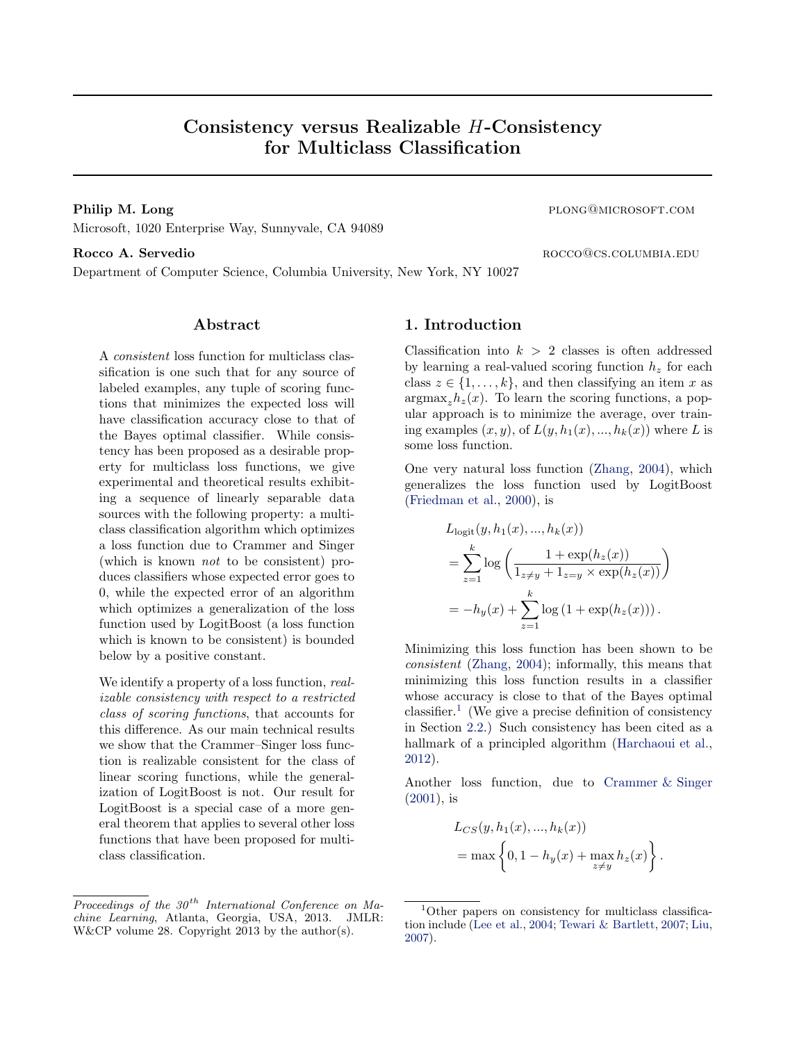# Consistency versus Realizable $H$-Consistency for Multiclass Classification

**Philip M. Long** plong@microsoft.com

Microsoft, 1020 Enterprise Way, Sunnyvale, CA 94089

**Rocco A. Servedio** rocco@cs.columbia.edu

Department of Computer Science, Columbia University, New York, NY 10027

## Abstract

A *consistent* loss function for multiclass classification is one such that for any source of labeled examples, any tuple of scoring functions that minimizes the expected loss will have classification accuracy close to that of the Bayes optimal classifier. While consistency has been proposed as a desirable property for multiclass loss functions, we give experimental and theoretical results exhibiting a sequence of linearly separable data sources with the following property: a multiclass classification algorithm which optimizes a loss function due to Crammer and Singer (which is known *not* to be consistent) produces classifiers whose expected error goes to 0, while the expected error of an algorithm which optimizes a generalization of the loss function used by LogitBoost (a loss function which is known to be consistent) is bounded below by a positive constant.

We identify a property of a loss function, *realizable consistency with respect to a restricted class of scoring functions*, that accounts for this difference. As our main technical results we show that the Crammer–Singer loss function is realizable consistent for the class of linear scoring functions, while the generalization of LogitBoost is not. Our result for LogitBoost is a special case of a more general theorem that applies to several other loss functions that have been proposed for multiclass classification.

## 1. Introduction

Classification into $k > 2$ classes is often addressed by learning a real-valued scoring function $h_z$ for each class $z \in \{1, \dots, k\}$, and then classifying an item $x$ as $\mathrm{argmax}_z h_z(x)$. To learn the scoring functions, a popular approach is to minimize the average, over training examples $(x, y)$, of $L(y, h_1(x), ..., h_k(x))$ where $L$ is some loss function.

One very natural loss function (Zhang, 2004), which generalizes the loss function used by LogitBoost (Friedman et al., 2000), is

$$
\begin{aligned}
&L_{\mathrm{logit}}(y, h_1(x), ..., h_k(x)) \\
&= \sum_{z=1}^{k} \log\left(\frac{1 + \exp(h_z(x))}{1_{z \neq y} + 1_{z=y} \times \exp(h_z(x))}\right) \\
&= -h_y(x) + \sum_{z=1}^{k} \log\left(1 + \exp(h_z(x))\right).
\end{aligned}
$$

Minimizing this loss function has been shown to be *consistent* (Zhang, 2004); informally, this means that minimizing this loss function results in a classifier whose accuracy is close to that of the Bayes optimal classifier.[1] (We give a precise definition of consistency in Section 2.2.) Such consistency has been cited as a hallmark of a principled algorithm (Harchaoui et al., 2012).

Another loss function, due to Crammer & Singer (2001), is

$$
\begin{aligned}
&L_{CS}(y, h_1(x), ..., h_k(x)) \\
&= \max\left\{0, 1 - h_y(x) + \max_{z \neq y} h_z(x)\right\}.
\end{aligned}
$$

*Proceedings of the 30th International Conference on Machine Learning*, Atlanta, Georgia, USA, 2013. JMLR: W&CP volume 28. Copyright 2013 by the author(s).

[1] Other papers on consistency for multiclass classification include (Lee et al., 2004; Tewari & Bartlett, 2007; Liu, 2007).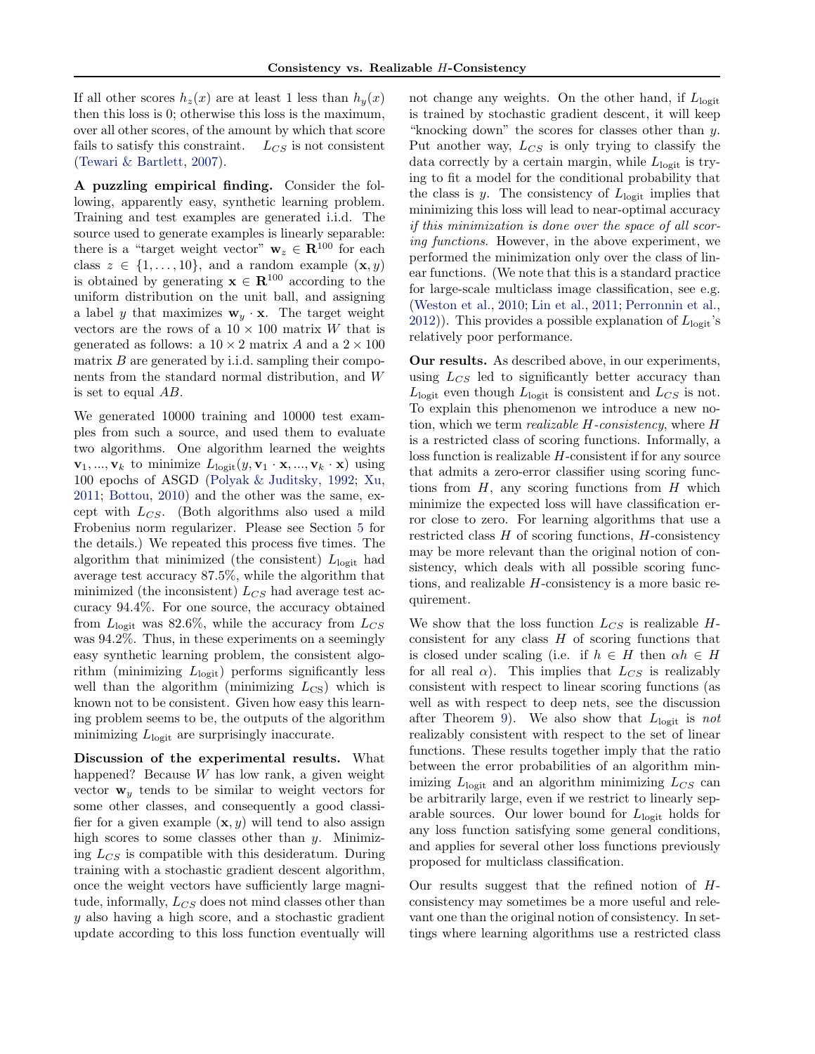If all other scores $h_z(x)$ are at least 1 less than $h_y(x)$ then this loss is 0; otherwise this loss is the maximum, over all other scores, of the amount by which that score fails to satisfy this constraint. $L_{CS}$ is not consistent (Tewari & Bartlett, 2007).

**A puzzling empirical finding.** Consider the following, apparently easy, synthetic learning problem. Training and test examples are generated i.i.d. The source used to generate examples is linearly separable: there is a "target weight vector" $\mathbf{w}_z \in \mathbf{R}^{100}$ for each class $z \in \{1, \ldots, 10\}$, and a random example $(\mathbf{x}, y)$ is obtained by generating $\mathbf{x} \in \mathbf{R}^{100}$ according to the uniform distribution on the unit ball, and assigning a label $y$ that maximizes $\mathbf{w}_y \cdot \mathbf{x}$. The target weight vectors are the rows of a $10 \times 100$ matrix $W$ that is generated as follows: a $10 \times 2$ matrix $A$ and a $2 \times 100$ matrix $B$ are generated by i.i.d. sampling their components from the standard normal distribution, and $W$ is set to equal $AB$.

We generated 10000 training and 10000 test examples from such a source, and used them to evaluate two algorithms. One algorithm learned the weights $\mathbf{v}_1, ..., \mathbf{v}_k$ to minimize $L_{\text{logit}}(y, \mathbf{v}_1 \cdot \mathbf{x}, ..., \mathbf{v}_k \cdot \mathbf{x})$ using 100 epochs of ASGD (Polyak & Juditsky, 1992; Xu, 2011; Bottou, 2010) and the other was the same, except with $L_{CS}$. (Both algorithms also used a mild Frobenius norm regularizer. Please see Section 5 for the details.) We repeated this process five times. The algorithm that minimized (the consistent) $L_{\text{logit}}$ had average test accuracy 87.5%, while the algorithm that minimized (the inconsistent) $L_{CS}$ had average test accuracy 94.4%. For one source, the accuracy obtained from $L_{\text{logit}}$ was 82.6%, while the accuracy from $L_{CS}$ was 94.2%. Thus, in these experiments on a seemingly easy synthetic learning problem, the consistent algorithm (minimizing $L_{\text{logit}}$) performs significantly less well than the algorithm (minimizing $L_{\text{CS}}$) which is known not to be consistent. Given how easy this learning problem seems to be, the outputs of the algorithm minimizing $L_{\text{logit}}$ are surprisingly inaccurate.

**Discussion of the experimental results.** What happened? Because $W$ has low rank, a given weight vector $\mathbf{w}_y$ tends to be similar to weight vectors for some other classes, and consequently a good classifier for a given example $(\mathbf{x}, y)$ will tend to also assign high scores to some classes other than $y$. Minimizing $L_{CS}$ is compatible with this desideratum. During training with a stochastic gradient descent algorithm, once the weight vectors have sufficiently large magnitude, informally, $L_{CS}$ does not mind classes other than $y$ also having a high score, and a stochastic gradient update according to this loss function eventually will not change any weights. On the other hand, if $L_{\text{logit}}$ is trained by stochastic gradient descent, it will keep "knocking down" the scores for classes other than $y$. Put another way, $L_{CS}$ is only trying to classify the data correctly by a certain margin, while $L_{\text{logit}}$ is trying to fit a model for the conditional probability that the class is $y$. The consistency of $L_{\text{logit}}$ implies that minimizing this loss will lead to near-optimal accuracy *if this minimization is done over the space of all scoring functions*. However, in the above experiment, we performed the minimization only over the class of linear functions. (We note that this is a standard practice for large-scale multiclass image classification, see e.g. (Weston et al., 2010; Lin et al., 2011; Perronnin et al., 2012)). This provides a possible explanation of $L_{\text{logit}}$'s relatively poor performance.

**Our results.** As described above, in our experiments, using $L_{CS}$ led to significantly better accuracy than $L_{\text{logit}}$ even though $L_{\text{logit}}$ is consistent and $L_{CS}$ is not. To explain this phenomenon we introduce a new notion, which we term *realizable $H$-consistency*, where $H$ is a restricted class of scoring functions. Informally, a loss function is realizable $H$-consistent if for any source that admits a zero-error classifier using scoring functions from $H$, any scoring functions from $H$ which minimize the expected loss will have classification error close to zero. For learning algorithms that use a restricted class $H$ of scoring functions, $H$-consistency may be more relevant than the original notion of consistency, which deals with all possible scoring functions, and realizable $H$-consistency is a more basic requirement.

We show that the loss function $L_{CS}$ is realizable $H$-consistent for any class $H$ of scoring functions that is closed under scaling (i.e. if $h \in H$ then $\alpha h \in H$ for all real $\alpha$). This implies that $L_{CS}$ is realizably consistent with respect to linear scoring functions (as well as with respect to deep nets, see the discussion after Theorem 9). We also show that $L_{\text{logit}}$ is *not* realizably consistent with respect to the set of linear functions. These results together imply that the ratio between the error probabilities of an algorithm minimizing $L_{\text{logit}}$ and an algorithm minimizing $L_{CS}$ can be arbitrarily large, even if we restrict to linearly separable sources. Our lower bound for $L_{\text{logit}}$ holds for any loss function satisfying some general conditions, and applies for several other loss functions previously proposed for multiclass classification.

Our results suggest that the refined notion of $H$-consistency may sometimes be a more useful and relevant one than the original notion of consistency. In settings where learning algorithms use a restricted class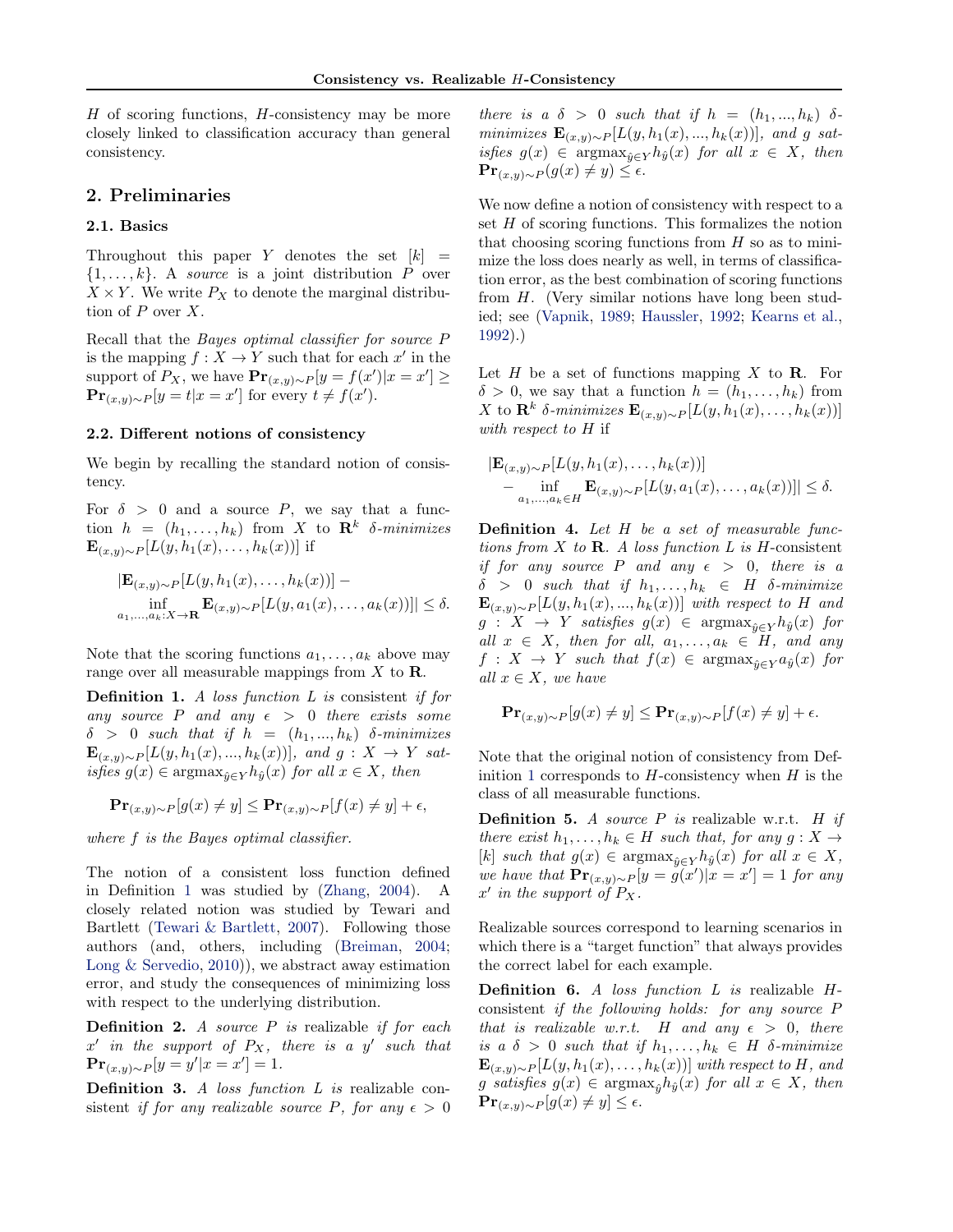$H$ of scoring functions, $H$-consistency may be more closely linked to classification accuracy than general consistency.

## 2. Preliminaries

### 2.1. Basics

Throughout this paper $Y$ denotes the set $[k] = \{1, \ldots, k\}$. A *source* is a joint distribution $P$ over $X \times Y$. We write $P_X$ to denote the marginal distribution of $P$ over $X$.

Recall that the *Bayes optimal classifier for source $P$* is the mapping $f : X \to Y$ such that for each $x'$ in the support of $P_X$, we have $\mathbf{Pr}_{(x,y)\sim P}[y = f(x')|x = x'] \geq \mathbf{Pr}_{(x,y)\sim P}[y = t|x = x']$ for every $t \neq f(x')$.

### 2.2. Different notions of consistency

We begin by recalling the standard notion of consistency.

For $\delta > 0$ and a source $P$, we say that a function $h = (h_1, \ldots, h_k)$ from $X$ to $\mathbf{R}^k$ *$\delta$-minimizes* $\mathbf{E}_{(x,y)\sim P}[L(y, h_1(x), \ldots, h_k(x))]$ if

$$|\mathbf{E}_{(x,y)\sim P}[L(y, h_1(x), \ldots, h_k(x))] - \inf_{a_1,\ldots,a_k : X \to \mathbf{R}} \mathbf{E}_{(x,y)\sim P}[L(y, a_1(x), \ldots, a_k(x))]| \leq \delta.$$

Note that the scoring functions $a_1, \ldots, a_k$ above may range over all measurable mappings from $X$ to $\mathbf{R}$.

**Definition 1.** *A loss function $L$ is* consistent *if for any source $P$ and any $\epsilon > 0$ there exists some $\delta > 0$ such that if $h = (h_1, \ldots, h_k)$ $\delta$-minimizes $\mathbf{E}_{(x,y)\sim P}[L(y, h_1(x), \ldots, h_k(x))]$, and $g : X \to Y$ satisfies $g(x) \in \mathrm{argmax}_{\hat{y}\in Y} h_{\hat{y}}(x)$ for all $x \in X$, then*

$$\mathbf{Pr}_{(x,y)\sim P}[g(x) \neq y] \leq \mathbf{Pr}_{(x,y)\sim P}[f(x) \neq y] + \epsilon,$$

*where $f$ is the Bayes optimal classifier.*

The notion of a consistent loss function defined in Definition 1 was studied by (Zhang, 2004). A closely related notion was studied by Tewari and Bartlett (Tewari & Bartlett, 2007). Following those authors (and, others, including (Breiman, 2004; Long & Servedio, 2010)), we abstract away estimation error, and study the consequences of minimizing loss with respect to the underlying distribution.

**Definition 2.** *A source $P$ is* realizable *if for each $x'$ in the support of $P_X$, there is a $y'$ such that $\mathbf{Pr}_{(x,y)\sim P}[y = y'|x = x'] = 1$.*

**Definition 3.** *A loss function $L$ is* realizable consistent *if for any realizable source $P$, for any $\epsilon > 0$ there is a $\delta > 0$ such that if $h = (h_1, \ldots, h_k)$ $\delta$-minimizes $\mathbf{E}_{(x,y)\sim P}[L(y, h_1(x), \ldots, h_k(x))]$, and $g$ satisfies $g(x) \in \mathrm{argmax}_{\hat{y}\in Y} h_{\hat{y}}(x)$ for all $x \in X$, then $\mathbf{Pr}_{(x,y)\sim P}(g(x) \neq y) \leq \epsilon$.*

We now define a notion of consistency with respect to a set $H$ of scoring functions. This formalizes the notion that choosing scoring functions from $H$ so as to minimize the loss does nearly as well, in terms of classification error, as the best combination of scoring functions from $H$. (Very similar notions have long been studied; see (Vapnik, 1989; Haussler, 1992; Kearns et al., 1992).)

Let $H$ be a set of functions mapping $X$ to $\mathbf{R}$. For $\delta > 0$, we say that a function $h = (h_1, \ldots, h_k)$ from $X$ to $\mathbf{R}^k$ *$\delta$-minimizes $\mathbf{E}_{(x,y)\sim P}[L(y, h_1(x), \ldots, h_k(x))]$ with respect to $H$* if

$$|\mathbf{E}_{(x,y)\sim P}[L(y, h_1(x), \ldots, h_k(x))] - \inf_{a_1,\ldots,a_k \in H} \mathbf{E}_{(x,y)\sim P}[L(y, a_1(x), \ldots, a_k(x))]| \leq \delta.$$

**Definition 4.** *Let $H$ be a set of measurable functions from $X$ to $\mathbf{R}$. A loss function $L$ is* $H$-consistent *if for any source $P$ and any $\epsilon > 0$, there is a $\delta > 0$ such that if $h_1, \ldots, h_k \in H$ $\delta$-minimize $\mathbf{E}_{(x,y)\sim P}[L(y, h_1(x), \ldots, h_k(x))]$ with respect to $H$ and $g : X \to Y$ satisfies $g(x) \in \mathrm{argmax}_{\hat{y}\in Y} h_{\hat{y}}(x)$ for all $x \in X$, then for all, $a_1, \ldots, a_k \in H$, and any $f : X \to Y$ such that $f(x) \in \mathrm{argmax}_{\hat{y}\in Y} a_{\hat{y}}(x)$ for all $x \in X$, we have*

$$\mathbf{Pr}_{(x,y)\sim P}[g(x) \neq y] \leq \mathbf{Pr}_{(x,y)\sim P}[f(x) \neq y] + \epsilon.$$

Note that the original notion of consistency from Definition 1 corresponds to $H$-consistency when $H$ is the class of all measurable functions.

**Definition 5.** *A source $P$ is* realizable w.r.t. $H$ *if there exist $h_1, \ldots, h_k \in H$ such that, for any $g : X \to [k]$ such that $g(x) \in \mathrm{argmax}_{\hat{y}\in Y} h_{\hat{y}}(x)$ for all $x \in X$, we have that $\mathbf{Pr}_{(x,y)\sim P}[y = g(x')|x = x'] = 1$ for any $x'$ in the support of $P_X$.*

Realizable sources correspond to learning scenarios in which there is a "target function" that always provides the correct label for each example.

**Definition 6.** *A loss function $L$ is* realizable $H$-consistent *if the following holds: for any source $P$ that is realizable w.r.t. $H$ and any $\epsilon > 0$, there is a $\delta > 0$ such that if $h_1, \ldots, h_k \in H$ $\delta$-minimize $\mathbf{E}_{(x,y)\sim P}[L(y, h_1(x), \ldots, h_k(x))]$ with respect to $H$, and $g$ satisfies $g(x) \in \mathrm{argmax}_{\hat{y}} h_{\hat{y}}(x)$ for all $x \in X$, then $\mathbf{Pr}_{(x,y)\sim P}[g(x) \neq y] \leq \epsilon$.*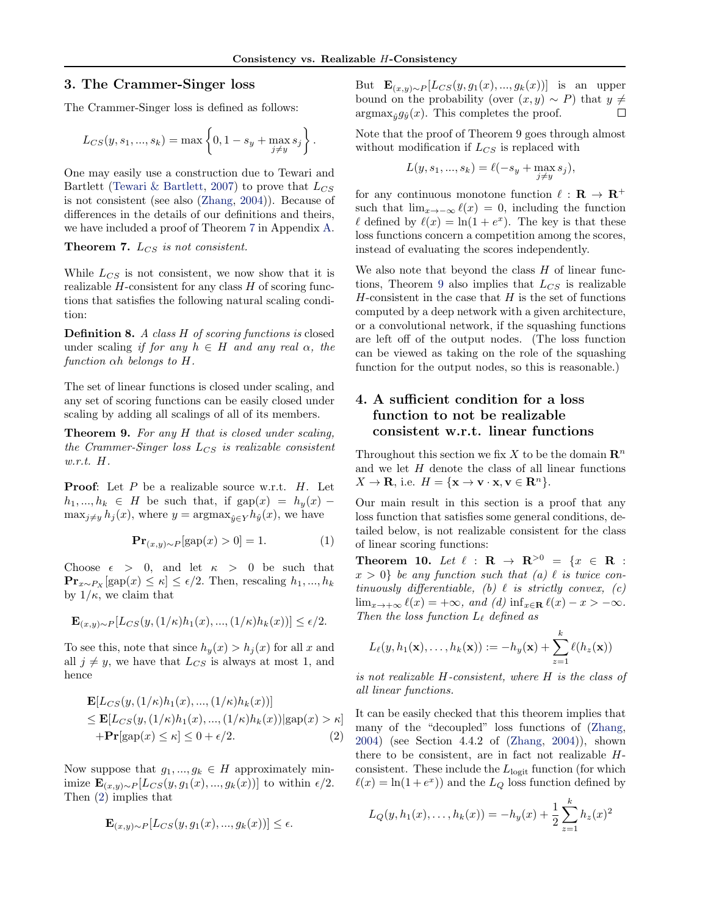## 3. The Crammer-Singer loss

The Crammer-Singer loss is defined as follows:

$$L_{CS}(y, s_1, ..., s_k) = \max \left\{ 0, 1 - s_y + \max_{j \neq y} s_j \right\}.$$

One may easily use a construction due to Tewari and Bartlett (Tewari & Bartlett, 2007) to prove that $L_{CS}$ is not consistent (see also (Zhang, 2004)). Because of differences in the details of our definitions and theirs, we have included a proof of Theorem 7 in Appendix A.

**Theorem 7.** *$L_{CS}$ is not consistent.*

While $L_{CS}$ is not consistent, we now show that it is realizable $H$-consistent for any class $H$ of scoring functions that satisfies the following natural scaling condition:

**Definition 8.** *A class $H$ of scoring functions is* closed under scaling *if for any $h \in H$ and any real $\alpha$, the function $\alpha h$ belongs to $H$.*

The set of linear functions is closed under scaling, and any set of scoring functions can be easily closed under scaling by adding all scalings of all of its members.

**Theorem 9.** *For any $H$ that is closed under scaling, the Crammer-Singer loss $L_{CS}$ is realizable consistent w.r.t. $H$.*

**Proof**: Let $P$ be a realizable source w.r.t. $H$. Let $h_1, ..., h_k \in H$ be such that, if $\text{gap}(x) = h_y(x) - \max_{j \neq y} h_j(x)$, where $y = \text{argmax}_{\hat{y} \in Y} h_{\hat{y}}(x)$, we have

$$\mathbf{Pr}_{(x,y) \sim P}[\text{gap}(x) > 0] = 1. \tag{1}$$

Choose $\epsilon > 0$, and let $\kappa > 0$ be such that $\mathbf{Pr}_{x \sim P_X}[\text{gap}(x) \leq \kappa] \leq \epsilon/2$. Then, rescaling $h_1, ..., h_k$ by $1/\kappa$, we claim that

$$\mathbf{E}_{(x,y) \sim P}[L_{CS}(y, (1/\kappa)h_1(x), ..., (1/\kappa)h_k(x))] \leq \epsilon/2.$$

To see this, note that since $h_y(x) > h_j(x)$ for all $x$ and all $j \neq y$, we have that $L_{CS}$ is always at most 1, and hence

$$\begin{aligned}
&\mathbf{E}[L_{CS}(y, (1/\kappa)h_1(x), ..., (1/\kappa)h_k(x))] \\
&\leq \mathbf{E}[L_{CS}(y, (1/\kappa)h_1(x), ..., (1/\kappa)h_k(x)) | \text{gap}(x) > \kappa] \\
&\quad + \mathbf{Pr}[\text{gap}(x) \leq \kappa] \leq 0 + \epsilon/2.
\end{aligned} \tag{2}$$

Now suppose that $g_1, ..., g_k \in H$ approximately minimize $\mathbf{E}_{(x,y) \sim P}[L_{CS}(y, g_1(x), ..., g_k(x))]$ to within $\epsilon/2$. Then (2) implies that

$$\mathbf{E}_{(x,y) \sim P}[L_{CS}(y, g_1(x), ..., g_k(x))] \leq \epsilon.$$

But $\mathbf{E}_{(x,y) \sim P}[L_{CS}(y, g_1(x), ..., g_k(x))]$ is an upper bound on the probability (over $(x, y) \sim P$) that $y \neq \text{argmax}_{\hat{y}} g_{\hat{y}}(x)$. This completes the proof. □

Note that the proof of Theorem 9 goes through almost without modification if $L_{CS}$ is replaced with

$$L(y, s_1, ..., s_k) = \ell(-s_y + \max_{j \neq y} s_j),$$

for any continuous monotone function $\ell : \mathbf{R} \to \mathbf{R}^+$ such that $\lim_{x \to -\infty} \ell(x) = 0$, including the function $\ell$ defined by $\ell(x) = \ln(1 + e^x)$. The key is that these loss functions concern a competition among the scores, instead of evaluating the scores independently.

We also note that beyond the class $H$ of linear functions, Theorem 9 also implies that $L_{CS}$ is realizable $H$-consistent in the case that $H$ is the set of functions computed by a deep network with a given architecture, or a convolutional network, if the squashing functions are left off of the output nodes. (The loss function can be viewed as taking on the role of the squashing function for the output nodes, so this is reasonable.)

## 4. A sufficient condition for a loss function to not be realizable consistent w.r.t. linear functions

Throughout this section we fix $X$ to be the domain $\mathbf{R}^n$ and we let $H$ denote the class of all linear functions $X \to \mathbf{R}$, i.e. $H = \{\mathbf{x} \to \mathbf{v} \cdot \mathbf{x}, \mathbf{v} \in \mathbf{R}^n\}$.

Our main result in this section is a proof that any loss function that satisfies some general conditions, detailed below, is not realizable consistent for the class of linear scoring functions:

**Theorem 10.** *Let $\ell : \mathbf{R} \to \mathbf{R}^{>0} = \{x \in \mathbf{R} : x > 0\}$ be any function such that (a) $\ell$ is twice continuously differentiable, (b) $\ell$ is strictly convex, (c) $\lim_{x \to +\infty} \ell(x) = +\infty$, and (d) $\inf_{x \in \mathbf{R}} \ell(x) - x > -\infty$. Then the loss function $L_\ell$ defined as*

$$L_\ell(y, h_1(\mathbf{x}), \ldots, h_k(\mathbf{x})) := -h_y(\mathbf{x}) + \sum_{z=1}^{k} \ell(h_z(\mathbf{x}))$$

*is not realizable $H$-consistent, where $H$ is the class of all linear functions.*

It can be easily checked that this theorem implies that many of the "decoupled" loss functions of (Zhang, 2004) (see Section 4.4.2 of (Zhang, 2004)), shown there to be consistent, are in fact not realizable $H$-consistent. These include the $L_{\text{logit}}$ function (for which $\ell(x) = \ln(1+e^x)$) and the $L_Q$ loss function defined by

$$L_Q(y, h_1(x), \ldots, h_k(x)) = -h_y(x) + \frac{1}{2} \sum_{z=1}^{k} h_z(x)^2$$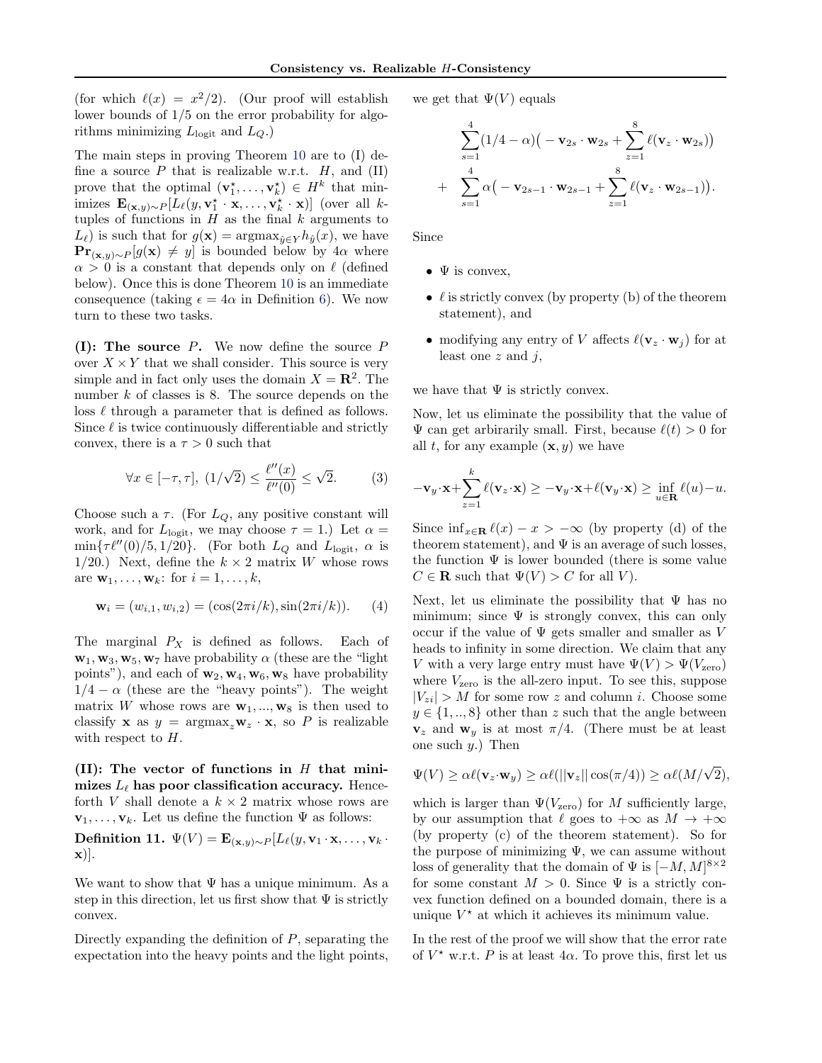(for which $\ell(x) = x^2/2$). (Our proof will establish lower bounds of $1/5$ on the error probability for algorithms minimizing $L_{\text{logit}}$ and $L_Q$.)

The main steps in proving Theorem 10 are to (I) define a source $P$ that is realizable w.r.t. $H$, and (II) prove that the optimal $(\mathbf{v}_1^\star, \ldots, \mathbf{v}_k^\star) \in H^k$ that minimizes $\mathbf{E}_{(\mathbf{x},y)\sim P}[L_\ell(y, \mathbf{v}_1^\star \cdot \mathbf{x}, \ldots, \mathbf{v}_k^\star \cdot \mathbf{x})]$ (over all $k$-tuples of functions in $H$ as the final $k$ arguments to $L_\ell$) is such that for $g(\mathbf{x}) = \text{argmax}_{\hat{y}\in Y} h_{\hat{y}}(x)$, we have $\mathbf{Pr}_{(\mathbf{x},y)\sim P}[g(\mathbf{x}) \neq y]$ is bounded below by $4\alpha$ where $\alpha > 0$ is a constant that depends only on $\ell$ (defined below). Once this is done Theorem 10 is an immediate consequence (taking $\epsilon = 4\alpha$ in Definition 6). We now turn to these two tasks.

**(I): The source $P$.** We now define the source $P$ over $X \times Y$ that we shall consider. This source is very simple and in fact only uses the domain $X = \mathbf{R}^2$. The number $k$ of classes is 8. The source depends on the loss $\ell$ through a parameter that is defined as follows. Since $\ell$ is twice continuously differentiable and strictly convex, there is a $\tau > 0$ such that

$$\forall x \in [-\tau, \tau],\ (1/\sqrt{2}) \leq \frac{\ell''(x)}{\ell''(0)} \leq \sqrt{2}. \tag{3}$$

Choose such a $\tau$. (For $L_Q$, any positive constant will work, and for $L_{\text{logit}}$, we may choose $\tau = 1$.) Let $\alpha = \min\{\tau\ell''(0)/5, 1/20\}$. (For both $L_Q$ and $L_{\text{logit}}$, $\alpha$ is $1/20$.) Next, define the $k \times 2$ matrix $W$ whose rows are $\mathbf{w}_1, \ldots, \mathbf{w}_k$: for $i = 1, \ldots, k$,

$$\mathbf{w}_i = (w_{i,1}, w_{i,2}) = (\cos(2\pi i/k), \sin(2\pi i/k)). \tag{4}$$

The marginal $P_X$ is defined as follows. Each of $\mathbf{w}_1, \mathbf{w}_3, \mathbf{w}_5, \mathbf{w}_7$ have probability $\alpha$ (these are the "light points"), and each of $\mathbf{w}_2, \mathbf{w}_4, \mathbf{w}_6, \mathbf{w}_8$ have probability $1/4 - \alpha$ (these are the "heavy points"). The weight matrix $W$ whose rows are $\mathbf{w}_1, ..., \mathbf{w}_8$ is then used to classify $\mathbf{x}$ as $y = \text{argmax}_z \mathbf{w}_z \cdot \mathbf{x}$, so $P$ is realizable with respect to $H$.

**(II): The vector of functions in $H$ that minimizes $L_\ell$ has poor classification accuracy.** Henceforth $V$ shall denote a $k \times 2$ matrix whose rows are $\mathbf{v}_1, \ldots, \mathbf{v}_k$. Let us define the function $\Psi$ as follows:

**Definition 11.** $\Psi(V) = \mathbf{E}_{(\mathbf{x},y)\sim P}[L_\ell(y, \mathbf{v}_1 \cdot \mathbf{x}, \ldots, \mathbf{v}_k \cdot \mathbf{x})]$.

We want to show that $\Psi$ has a unique minimum. As a step in this direction, let us first show that $\Psi$ is strictly convex.

Directly expanding the definition of $P$, separating the expectation into the heavy points and the light points, we get that $\Psi(V)$ equals

$$\sum_{s=1}^{4}(1/4 - \alpha)\big( -\mathbf{v}_{2s} \cdot \mathbf{w}_{2s} + \sum_{z=1}^{8} \ell(\mathbf{v}_z \cdot \mathbf{w}_{2s})\big)$$
$$+ \quad \sum_{s=1}^{4} \alpha\big( -\mathbf{v}_{2s-1} \cdot \mathbf{w}_{2s-1} + \sum_{z=1}^{8} \ell(\mathbf{v}_z \cdot \mathbf{w}_{2s-1})\big).$$

Since

- $\Psi$ is convex,
- $\ell$ is strictly convex (by property (b) of the theorem statement), and
- modifying any entry of $V$ affects $\ell(\mathbf{v}_z \cdot \mathbf{w}_j)$ for at least one $z$ and $j$,

we have that $\Psi$ is strictly convex.

Now, let us eliminate the possibility that the value of $\Psi$ can get arbirarily small. First, because $\ell(t) > 0$ for all $t$, for any example $(\mathbf{x}, y)$ we have

$$-\mathbf{v}_y \cdot \mathbf{x} + \sum_{z=1}^{k} \ell(\mathbf{v}_z \cdot \mathbf{x}) \geq -\mathbf{v}_y \cdot \mathbf{x} + \ell(\mathbf{v}_y \cdot \mathbf{x}) \geq \inf_{u \in \mathbf{R}} \ell(u) - u.$$

Since $\inf_{x\in\mathbf{R}} \ell(x) - x > -\infty$ (by property (d) of the theorem statement), and $\Psi$ is an average of such losses, the function $\Psi$ is lower bounded (there is some value $C \in \mathbf{R}$ such that $\Psi(V) > C$ for all $V$).

Next, let us eliminate the possibility that $\Psi$ has no minimum; since $\Psi$ is strongly convex, this can only occur if the value of $\Psi$ gets smaller and smaller as $V$ heads to infinity in some direction. We claim that any $V$ with a very large entry must have $\Psi(V) > \Psi(V_{\text{zero}})$ where $V_{\text{zero}}$ is the all-zero input. To see this, suppose $|V_{zi}| > M$ for some row $z$ and column $i$. Choose some $y \in \{1, .., 8\}$ other than $z$ such that the angle between $\mathbf{v}_z$ and $\mathbf{w}_y$ is at most $\pi/4$. (There must be at least one such $y$.) Then

$$\Psi(V) \geq \alpha\ell(\mathbf{v}_z \cdot \mathbf{w}_y) \geq \alpha\ell(||\mathbf{v}_z|| \cos(\pi/4)) \geq \alpha\ell(M/\sqrt{2}),$$

which is larger than $\Psi(V_{\text{zero}})$ for $M$ sufficiently large, by our assumption that $\ell$ goes to $+\infty$ as $M \to +\infty$ (by property (c) of the theorem statement). So for the purpose of minimizing $\Psi$, we can assume without loss of generality that the domain of $\Psi$ is $[-M, M]^{8\times 2}$ for some constant $M > 0$. Since $\Psi$ is a strictly convex function defined on a bounded domain, there is a unique $V^\star$ at which it achieves its minimum value.

In the rest of the proof we will show that the error rate of $V^\star$ w.r.t. $P$ is at least $4\alpha$. To prove this, first let us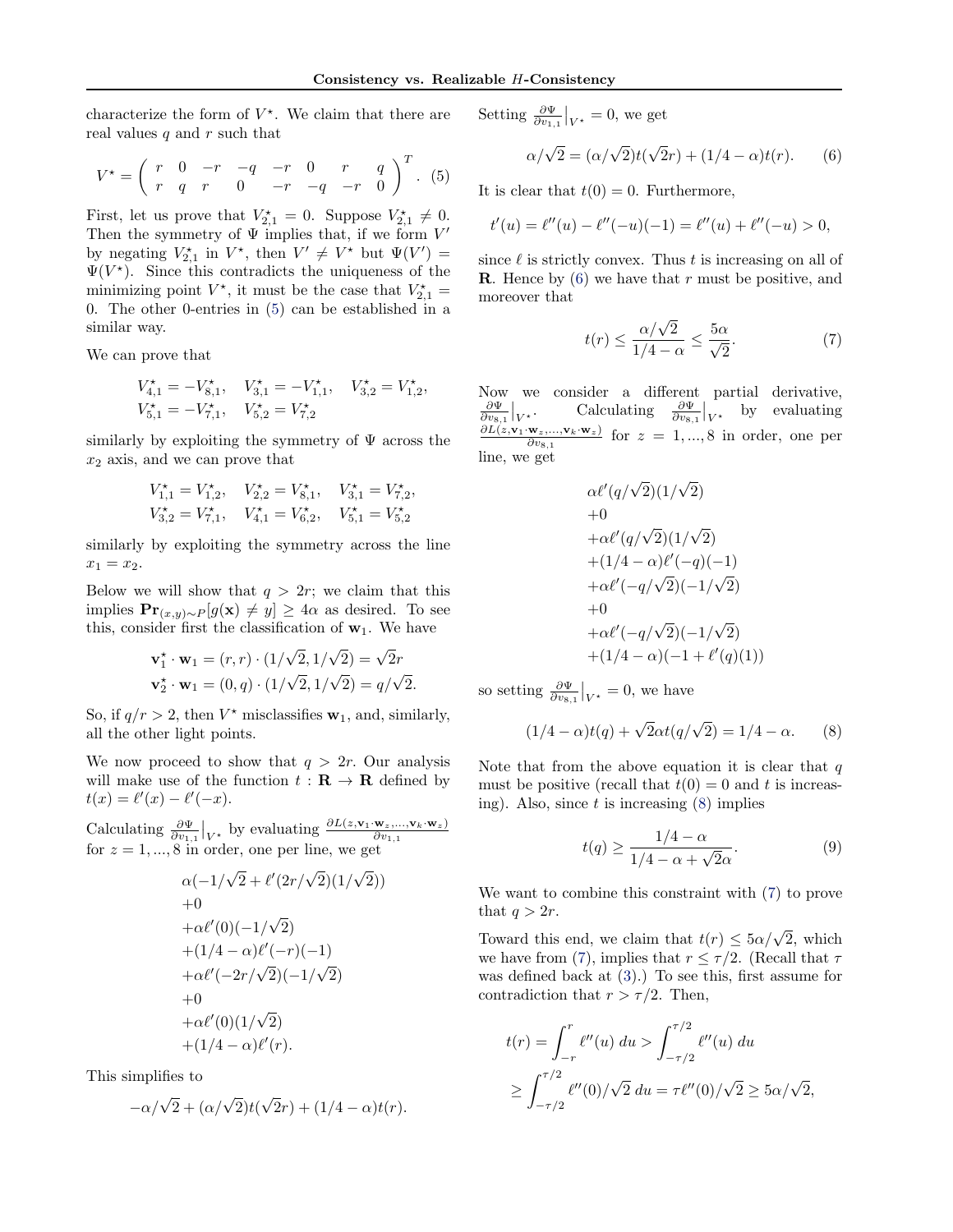characterize the form of $V^\star$. We claim that there are real values $q$ and $r$ such that

$$V^\star = \begin{pmatrix} r & 0 & -r & -q & -r & 0 & r & q \\ r & q & r & 0 & -r & -q & -r & 0 \end{pmatrix}^T. \quad (5)$$

First, let us prove that $V^\star_{2,1} = 0$. Suppose $V^\star_{2,1} \neq 0$. Then the symmetry of $\Psi$ implies that, if we form $V'$ by negating $V^\star_{2,1}$ in $V^\star$, then $V' \neq V^\star$ but $\Psi(V') = \Psi(V^\star)$. Since this contradicts the uniqueness of the minimizing point $V^\star$, it must be the case that $V^\star_{2,1} = 0$. The other 0-entries in (5) can be established in a similar way.

We can prove that

$$V^\star_{4,1} = -V^\star_{8,1}, \quad V^\star_{3,1} = -V^\star_{1,1}, \quad V^\star_{3,2} = V^\star_{1,2},$$
$$V^\star_{5,1} = -V^\star_{7,1}, \quad V^\star_{5,2} = V^\star_{7,2}$$

similarly by exploiting the symmetry of $\Psi$ across the $x_2$ axis, and we can prove that

$$V^\star_{1,1} = V^\star_{1,2}, \quad V^\star_{2,2} = V^\star_{8,1}, \quad V^\star_{3,1} = V^\star_{7,2},$$
$$V^\star_{3,2} = V^\star_{7,1}, \quad V^\star_{4,1} = V^\star_{6,2}, \quad V^\star_{5,1} = V^\star_{5,2}$$

similarly by exploiting the symmetry across the line $x_1 = x_2$.

Below we will show that $q > 2r$; we claim that this implies $\mathbf{Pr}_{(x,y)\sim P}[g(\mathbf{x}) \neq y] \geq 4\alpha$ as desired. To see this, consider first the classification of $\mathbf{w}_1$. We have

$$\mathbf{v}^\star_1 \cdot \mathbf{w}_1 = (r, r) \cdot (1/\sqrt{2}, 1/\sqrt{2}) = \sqrt{2}r$$
$$\mathbf{v}^\star_2 \cdot \mathbf{w}_1 = (0, q) \cdot (1/\sqrt{2}, 1/\sqrt{2}) = q/\sqrt{2}.$$

So, if $q/r > 2$, then $V^\star$ misclassifies $\mathbf{w}_1$, and, similarly, all the other light points.

We now proceed to show that $q > 2r$. Our analysis will make use of the function $t : \mathbf{R} \to \mathbf{R}$ defined by $t(x) = \ell'(x) - \ell'(-x)$.

Calculating $\frac{\partial \Psi}{\partial v_{1,1}}\Big|_{V^\star}$ by evaluating $\frac{\partial L(z, \mathbf{v}_1 \cdot \mathbf{w}_z, \ldots, \mathbf{v}_k \cdot \mathbf{w}_z)}{\partial v_{1,1}}$ for $z = 1, \ldots, 8$ in order, one per line, we get

$$\begin{aligned}
&\alpha(-1/\sqrt{2} + \ell'(2r/\sqrt{2})(1/\sqrt{2})) \\
&+0 \\
&+\alpha\ell'(0)(-1/\sqrt{2}) \\
&+(1/4-\alpha)\ell'(-r)(-1) \\
&+\alpha\ell'(-2r/\sqrt{2})(-1/\sqrt{2}) \\
&+0 \\
&+\alpha\ell'(0)(1/\sqrt{2}) \\
&+(1/4-\alpha)\ell'(r).
\end{aligned}$$

This simplifies to

$$-\alpha/\sqrt{2} + (\alpha/\sqrt{2})t(\sqrt{2}r) + (1/4-\alpha)t(r).$$

Setting $\frac{\partial \Psi}{\partial v_{1,1}}\Big|_{V^\star} = 0$, we get

$$\alpha/\sqrt{2} = (\alpha/\sqrt{2})t(\sqrt{2}r) + (1/4-\alpha)t(r). \quad (6)$$

It is clear that $t(0) = 0$. Furthermore,

$$t'(u) = \ell''(u) - \ell''(-u)(-1) = \ell''(u) + \ell''(-u) > 0,$$

since $\ell$ is strictly convex. Thus $t$ is increasing on all of $\mathbf{R}$. Hence by (6) we have that $r$ must be positive, and moreover that

$$t(r) \leq \frac{\alpha/\sqrt{2}}{1/4-\alpha} \leq \frac{5\alpha}{\sqrt{2}}. \quad (7)$$

Now we consider a different partial derivative, $\frac{\partial \Psi}{\partial v_{8,1}}\Big|_{V^\star}$. Calculating $\frac{\partial \Psi}{\partial v_{8,1}}\Big|_{V^\star}$ by evaluating $\frac{\partial L(z, \mathbf{v}_1 \cdot \mathbf{w}_z, \ldots, \mathbf{v}_k \cdot \mathbf{w}_z)}{\partial v_{8,1}}$ for $z = 1, \ldots, 8$ in order, one per line, we get

$$\begin{aligned}
&\alpha\ell'(q/\sqrt{2})(1/\sqrt{2}) \\
&+0 \\
&+\alpha\ell'(q/\sqrt{2})(1/\sqrt{2}) \\
&+(1/4-\alpha)\ell'(-q)(-1) \\
&+\alpha\ell'(-q/\sqrt{2})(-1/\sqrt{2}) \\
&+0 \\
&+\alpha\ell'(-q/\sqrt{2})(-1/\sqrt{2}) \\
&+(1/4-\alpha)(-1+\ell'(q)(1))
\end{aligned}$$

so setting $\frac{\partial \Psi}{\partial v_{8,1}}\Big|_{V^\star} = 0$, we have

$$(1/4-\alpha)t(q) + \sqrt{2}\alpha t(q/\sqrt{2}) = 1/4-\alpha. \quad (8)$$

Note that from the above equation it is clear that $q$ must be positive (recall that $t(0) = 0$ and $t$ is increasing). Also, since $t$ is increasing (8) implies

$$t(q) \geq \frac{1/4-\alpha}{1/4-\alpha+\sqrt{2}\alpha}. \quad (9)$$

We want to combine this constraint with (7) to prove that $q > 2r$.

Toward this end, we claim that $t(r) \leq 5\alpha/\sqrt{2}$, which we have from (7), implies that $r \leq \tau/2$. (Recall that $\tau$ was defined back at (3).) To see this, first assume for contradiction that $r > \tau/2$. Then,

$$\begin{aligned}
t(r) &= \int_{-r}^{r} \ell''(u)\, du > \int_{-\tau/2}^{\tau/2} \ell''(u)\, du \\
&\geq \int_{-\tau/2}^{\tau/2} \ell''(0)/\sqrt{2}\, du = \tau\ell''(0)/\sqrt{2} \geq 5\alpha/\sqrt{2},
\end{aligned}$$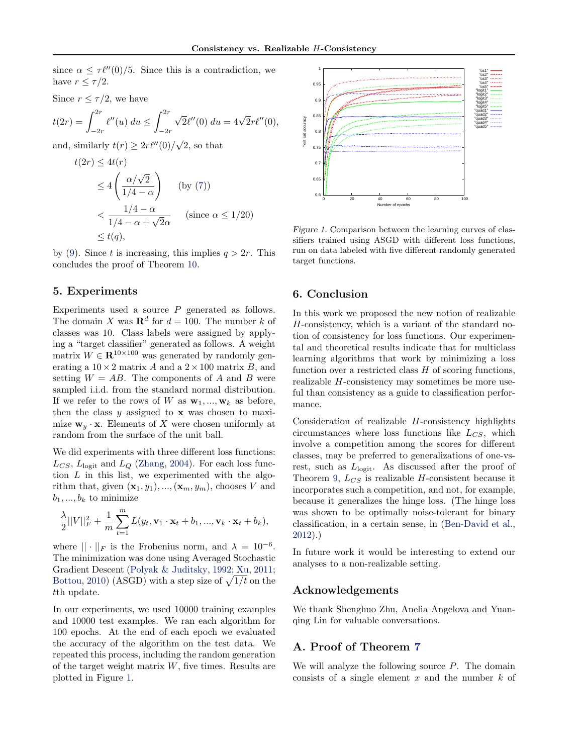since $\alpha \leq \tau\ell''(0)/5$. Since this is a contradiction, we have $r \leq \tau/2$.

Since $r \leq \tau/2$, we have

$$t(2r) = \int_{-2r}^{2r} \ell''(u)\, du \leq \int_{-2r}^{2r} \sqrt{2}\ell''(0)\, du = 4\sqrt{2}r\ell''(0),$$

and, similarly $t(r) \geq 2r\ell''(0)/\sqrt{2}$, so that

$$\begin{aligned} t(2r) &\leq 4t(r) \\ &\leq 4\left(\frac{\alpha/\sqrt{2}}{1/4 - \alpha}\right) \quad \text{(by (7))} \\ &< \frac{1/4 - \alpha}{1/4 - \alpha + \sqrt{2}\alpha} \quad \text{(since } \alpha \leq 1/20\text{)} \\ &\leq t(q), \end{aligned}$$

by (9). Since $t$ is increasing, this implies $q > 2r$. This concludes the proof of Theorem 10.

## 5. Experiments

Experiments used a source $P$ generated as follows. The domain $X$ was $\mathbf{R}^d$ for $d = 100$. The number $k$ of classes was 10. Class labels were assigned by applying a "target classifier" generated as follows. A weight matrix $W \in \mathbf{R}^{10\times 100}$ was generated by randomly generating a $10 \times 2$ matrix $A$ and a $2 \times 100$ matrix $B$, and setting $W = AB$. The components of $A$ and $B$ were sampled i.i.d. from the standard normal distribution. If we refer to the rows of $W$ as $\mathbf{w}_1, ..., \mathbf{w}_k$ as before, then the class $y$ assigned to $\mathbf{x}$ was chosen to maximize $\mathbf{w}_y \cdot \mathbf{x}$. Elements of $X$ were chosen uniformly at random from the surface of the unit ball.

We did experiments with three different loss functions: $L_{CS}$, $L_{\text{logit}}$ and $L_Q$ (Zhang, 2004). For each loss function $L$ in this list, we experimented with the algorithm that, given $(\mathbf{x}_1, y_1), ..., (\mathbf{x}_m, y_m)$, chooses $V$ and $b_1, ..., b_k$ to minimize

$$\frac{\lambda}{2}||V||_F^2 + \frac{1}{m}\sum_{t=1}^{m} L(y_t, \mathbf{v}_1 \cdot \mathbf{x}_t + b_1, ..., \mathbf{v}_k \cdot \mathbf{x}_t + b_k),$$

where $|| \cdot ||_F$ is the Frobenius norm, and $\lambda = 10^{-6}$. The minimization was done using Averaged Stochastic Gradient Descent (Polyak & Juditsky, 1992; Xu, 2011; Bottou, 2010) (ASGD) with a step size of $\sqrt{1/t}$ on the $t$th update.

In our experiments, we used 10000 training examples and 10000 test examples. We ran each algorithm for 100 epochs. At the end of each epoch we evaluated the accuracy of the algorithm on the test data. We repeated this process, including the random generation of the target weight matrix $W$, five times. Results are plotted in Figure 1.

*Figure 1.* Comparison between the learning curves of classifiers trained using ASGD with different loss functions, run on data labeled with five different randomly generated target functions.

## 6. Conclusion

In this work we proposed the new notion of realizable $H$-consistency, which is a variant of the standard notion of consistency for loss functions. Our experimental and theoretical results indicate that for multiclass learning algorithms that work by minimizing a loss function over a restricted class $H$ of scoring functions, realizable $H$-consistency may sometimes be more useful than consistency as a guide to classification performance.

Consideration of realizable $H$-consistency highlights circumstances where loss functions like $L_{CS}$, which involve a competition among the scores for different classes, may be preferred to generalizations of one-vs-rest, such as $L_{\text{logit}}$. As discussed after the proof of Theorem 9, $L_{CS}$ is realizable $H$-consistent because it incorporates such a competition, and not, for example, because it generalizes the hinge loss. (The hinge loss was shown to be optimally noise-tolerant for binary classification, in a certain sense, in (Ben-David et al., 2012).)

In future work it would be interesting to extend our analyses to a non-realizable setting.

## Acknowledgements

We thank Shenghuo Zhu, Anelia Angelova and Yuanqing Lin for valuable conversations.

## A. Proof of Theorem 7

We will analyze the following source $P$. The domain consists of a single element $x$ and the number $k$ of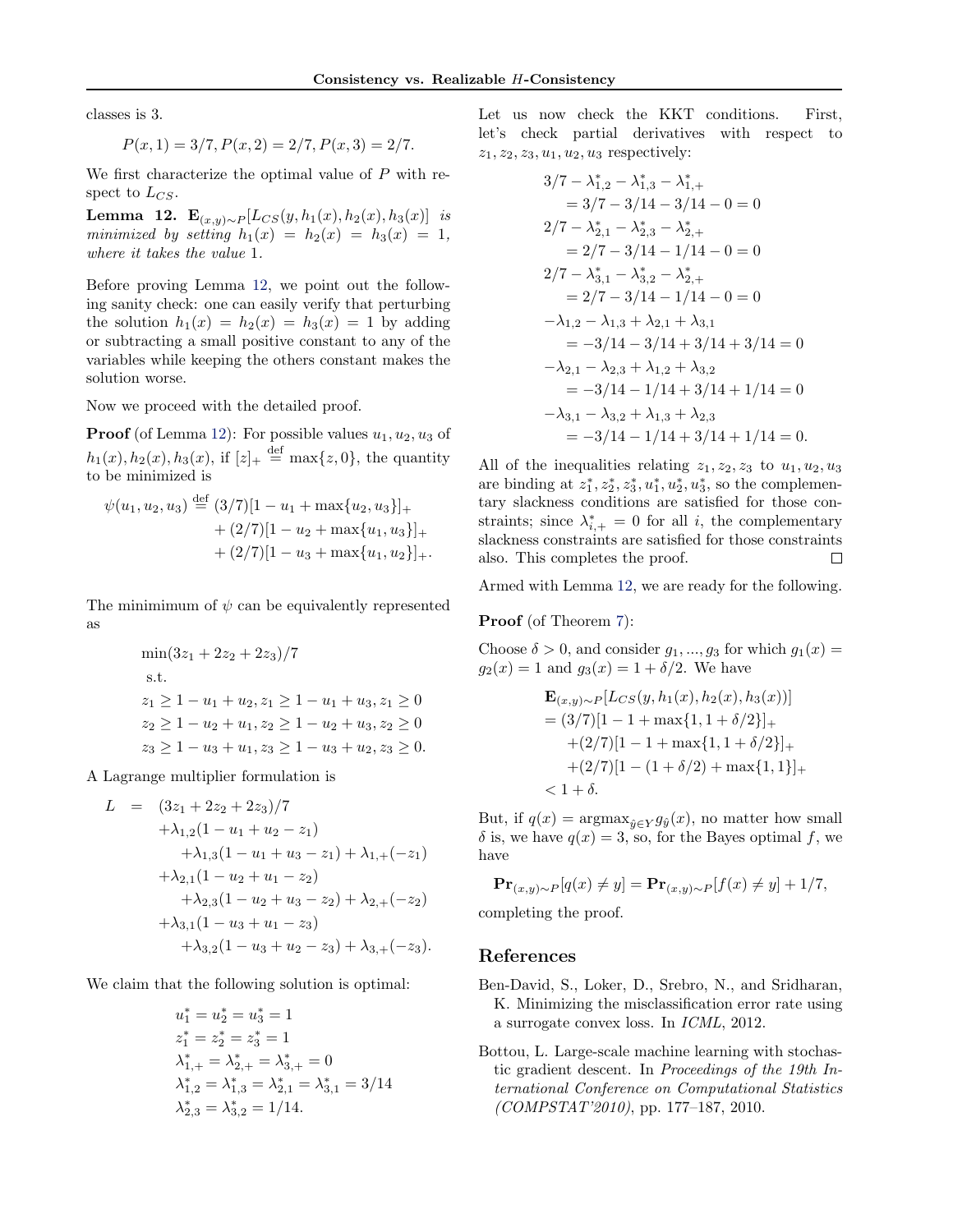classes is 3.

$$P(x,1) = 3/7, P(x,2) = 2/7, P(x,3) = 2/7.$$

We first characterize the optimal value of $P$ with respect to $L_{CS}$.

**Lemma 12.** *$\mathbf{E}_{(x,y)\sim P}[L_{CS}(y, h_1(x), h_2(x), h_3(x)]$ is minimized by setting $h_1(x) = h_2(x) = h_3(x) = 1$, where it takes the value 1.*

Before proving Lemma 12, we point out the following sanity check: one can easily verify that perturbing the solution $h_1(x) = h_2(x) = h_3(x) = 1$ by adding or subtracting a small positive constant to any of the variables while keeping the others constant makes the solution worse.

Now we proceed with the detailed proof.

**Proof** (of Lemma 12): For possible values $u_1, u_2, u_3$ of $h_1(x), h_2(x), h_3(x)$, if $[z]_+ \stackrel{\text{def}}{=} \max\{z, 0\}$, the quantity to be minimized is

$$\begin{aligned}\psi(u_1, u_2, u_3) \stackrel{\text{def}}{=} & (3/7)[1 - u_1 + \max\{u_2, u_3\}]_+ \\ & + (2/7)[1 - u_2 + \max\{u_1, u_3\}]_+ \\ & + (2/7)[1 - u_3 + \max\{u_1, u_2\}]_+.\end{aligned}$$

The minimimum of $\psi$ can be equivalently represented as

$$\begin{aligned}&\min(3z_1 + 2z_2 + 2z_3)/7 \\ &\text{ s.t.} \\ &z_1 \geq 1 - u_1 + u_2, z_1 \geq 1 - u_1 + u_3, z_1 \geq 0 \\ &z_2 \geq 1 - u_2 + u_1, z_2 \geq 1 - u_2 + u_3, z_2 \geq 0 \\ &z_3 \geq 1 - u_3 + u_1, z_3 \geq 1 - u_3 + u_2, z_3 \geq 0.\end{aligned}$$

A Lagrange multiplier formulation is

$$\begin{aligned}L \;=\; & (3z_1 + 2z_2 + 2z_3)/7 \\ & + \lambda_{1,2}(1 - u_1 + u_2 - z_1) \\ & \quad + \lambda_{1,3}(1 - u_1 + u_3 - z_1) + \lambda_{1,+}(-z_1) \\ & + \lambda_{2,1}(1 - u_2 + u_1 - z_2) \\ & \quad + \lambda_{2,3}(1 - u_2 + u_3 - z_2) + \lambda_{2,+}(-z_2) \\ & + \lambda_{3,1}(1 - u_3 + u_1 - z_3) \\ & \quad + \lambda_{3,2}(1 - u_3 + u_2 - z_3) + \lambda_{3,+}(-z_3).\end{aligned}$$

We claim that the following solution is optimal:

$$\begin{aligned}&u_1^* = u_2^* = u_3^* = 1 \\ &z_1^* = z_2^* = z_3^* = 1 \\ &\lambda_{1,+}^* = \lambda_{2,+}^* = \lambda_{3,+}^* = 0 \\ &\lambda_{1,2}^* = \lambda_{1,3}^* = \lambda_{2,1}^* = \lambda_{3,1}^* = 3/14 \\ &\lambda_{2,3}^* = \lambda_{3,2}^* = 1/14.\end{aligned}$$

Let us now check the KKT conditions. First, let's check partial derivatives with respect to $z_1, z_2, z_3, u_1, u_2, u_3$ respectively:

$$\begin{aligned}&3/7 - \lambda_{1,2}^* - \lambda_{1,3}^* - \lambda_{1,+}^* \\ &\quad = 3/7 - 3/14 - 3/14 - 0 = 0 \\ &2/7 - \lambda_{2,1}^* - \lambda_{2,3}^* - \lambda_{2,+}^* \\ &\quad = 2/7 - 3/14 - 1/14 - 0 = 0 \\ &2/7 - \lambda_{3,1}^* - \lambda_{3,2}^* - \lambda_{2,+}^* \\ &\quad = 2/7 - 3/14 - 1/14 - 0 = 0 \\ &-\lambda_{1,2} - \lambda_{1,3} + \lambda_{2,1} + \lambda_{3,1} \\ &\quad = -3/14 - 3/14 + 3/14 + 3/14 = 0 \\ &-\lambda_{2,1} - \lambda_{2,3} + \lambda_{1,2} + \lambda_{3,2} \\ &\quad = -3/14 - 1/14 + 3/14 + 1/14 = 0 \\ &-\lambda_{3,1} - \lambda_{3,2} + \lambda_{1,3} + \lambda_{2,3} \\ &\quad = -3/14 - 1/14 + 3/14 + 1/14 = 0.\end{aligned}$$

All of the inequalities relating $z_1, z_2, z_3$ to $u_1, u_2, u_3$ are binding at $z_1^*, z_2^*, z_3^*, u_1^*, u_2^*, u_3^*$, so the complementary slackness conditions are satisfied for those constraints; since $\lambda_{i,+}^* = 0$ for all $i$, the complementary slackness constraints are satisfied for those constraints also. This completes the proof. ∎

Armed with Lemma 12, we are ready for the following.

**Proof** (of Theorem 7):

Choose $\delta > 0$, and consider $g_1, ..., g_3$ for which $g_1(x) = g_2(x) = 1$ and $g_3(x) = 1 + \delta/2$. We have

$$\begin{aligned}&\mathbf{E}_{(x,y)\sim P}[L_{CS}(y, h_1(x), h_2(x), h_3(x))] \\ &= (3/7)[1 - 1 + \max\{1, 1 + \delta/2\}]_+ \\ &\quad + (2/7)[1 - 1 + \max\{1, 1 + \delta/2\}]_+ \\ &\quad + (2/7)[1 - (1 + \delta/2) + \max\{1, 1\}]_+ \\ &< 1 + \delta.\end{aligned}$$

But, if $q(x) = \operatorname{argmax}_{\hat{y}\in Y} g_{\hat{y}}(x)$, no matter how small $\delta$ is, we have $q(x) = 3$, so, for the Bayes optimal $f$, we have

$$\mathbf{Pr}_{(x,y)\sim P}[q(x) \neq y] = \mathbf{Pr}_{(x,y)\sim P}[f(x) \neq y] + 1/7,$$

completing the proof.

## References

Ben-David, S., Loker, D., Srebro, N., and Sridharan, K. Minimizing the misclassification error rate using a surrogate convex loss. In *ICML*, 2012.

Bottou, L. Large-scale machine learning with stochastic gradient descent. In *Proceedings of the 19th International Conference on Computational Statistics (COMPSTAT'2010)*, pp. 177–187, 2010.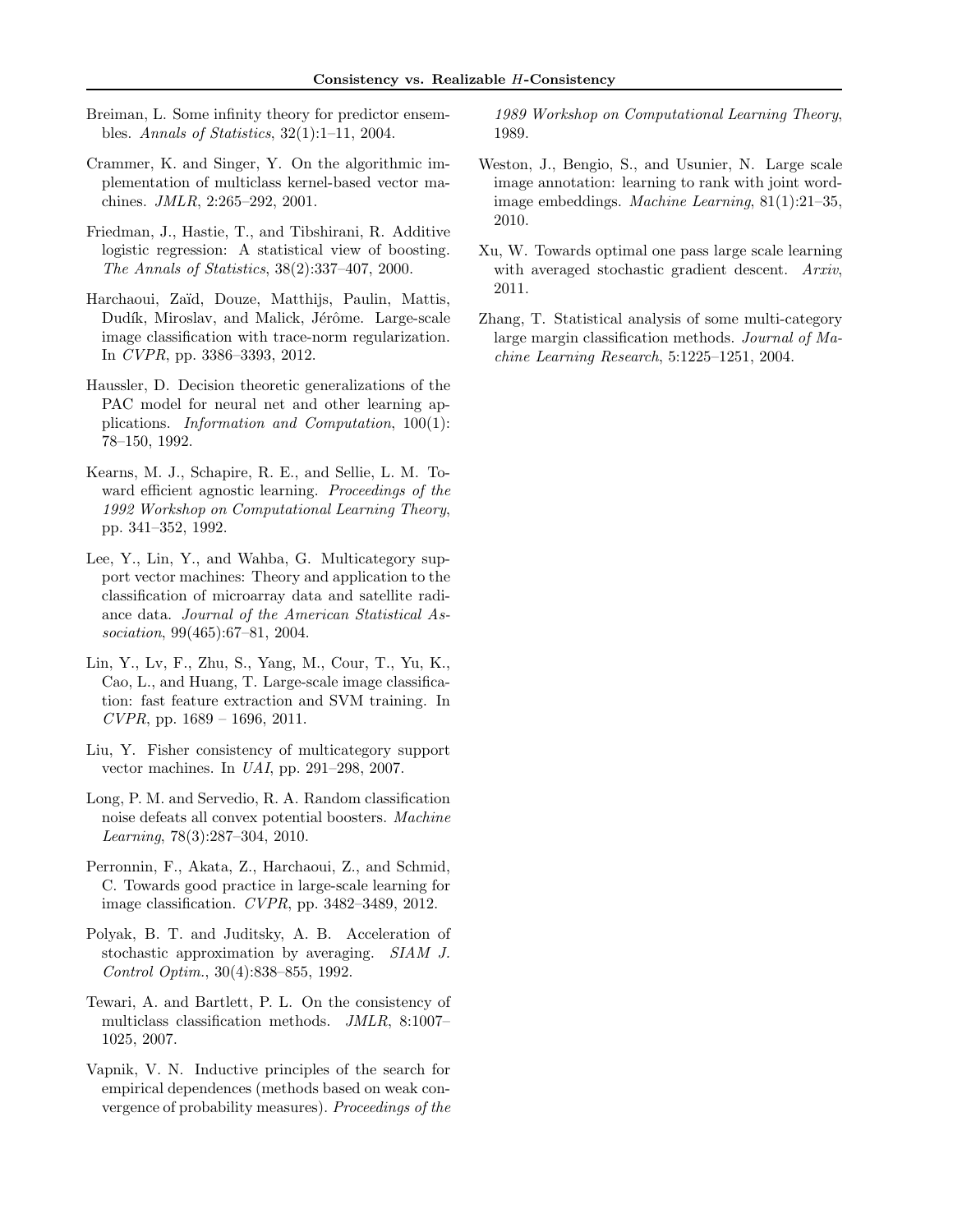Breiman, L. Some infinity theory for predictor ensembles. *Annals of Statistics*, 32(1):1–11, 2004.

Crammer, K. and Singer, Y. On the algorithmic implementation of multiclass kernel-based vector machines. *JMLR*, 2:265–292, 2001.

Friedman, J., Hastie, T., and Tibshirani, R. Additive logistic regression: A statistical view of boosting. *The Annals of Statistics*, 38(2):337–407, 2000.

Harchaoui, Zaïd, Douze, Matthijs, Paulin, Mattis, Dudík, Miroslav, and Malick, Jérôme. Large-scale image classification with trace-norm regularization. In *CVPR*, pp. 3386–3393, 2012.

Haussler, D. Decision theoretic generalizations of the PAC model for neural net and other learning applications. *Information and Computation*, 100(1): 78–150, 1992.

Kearns, M. J., Schapire, R. E., and Sellie, L. M. Toward efficient agnostic learning. *Proceedings of the 1992 Workshop on Computational Learning Theory*, pp. 341–352, 1992.

Lee, Y., Lin, Y., and Wahba, G. Multicategory support vector machines: Theory and application to the classification of microarray data and satellite radiance data. *Journal of the American Statistical Association*, 99(465):67–81, 2004.

Lin, Y., Lv, F., Zhu, S., Yang, M., Cour, T., Yu, K., Cao, L., and Huang, T. Large-scale image classification: fast feature extraction and SVM training. In *CVPR*, pp. 1689 – 1696, 2011.

Liu, Y. Fisher consistency of multicategory support vector machines. In *UAI*, pp. 291–298, 2007.

Long, P. M. and Servedio, R. A. Random classification noise defeats all convex potential boosters. *Machine Learning*, 78(3):287–304, 2010.

Perronnin, F., Akata, Z., Harchaoui, Z., and Schmid, C. Towards good practice in large-scale learning for image classification. *CVPR*, pp. 3482–3489, 2012.

Polyak, B. T. and Juditsky, A. B. Acceleration of stochastic approximation by averaging. *SIAM J. Control Optim.*, 30(4):838–855, 1992.

Tewari, A. and Bartlett, P. L. On the consistency of multiclass classification methods. *JMLR*, 8:1007–1025, 2007.

Vapnik, V. N. Inductive principles of the search for empirical dependences (methods based on weak convergence of probability measures). *Proceedings of the 1989 Workshop on Computational Learning Theory*, 1989.

Weston, J., Bengio, S., and Usunier, N. Large scale image annotation: learning to rank with joint word-image embeddings. *Machine Learning*, 81(1):21–35, 2010.

Xu, W. Towards optimal one pass large scale learning with averaged stochastic gradient descent. *Arxiv*, 2011.

Zhang, T. Statistical analysis of some multi-category large margin classification methods. *Journal of Machine Learning Research*, 5:1225–1251, 2004.